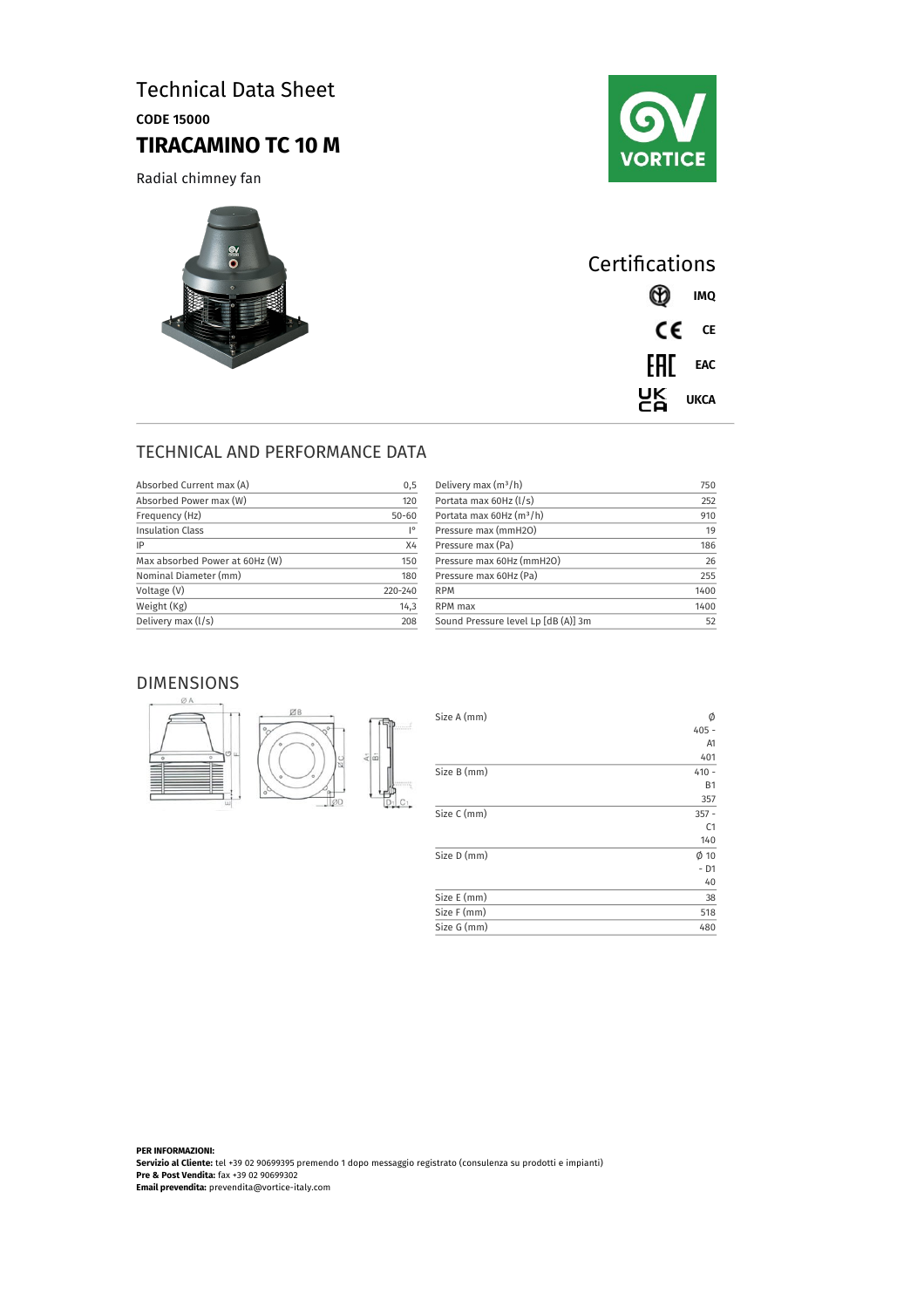# Technical Data Sheet

**CODE 15000**

## TIRACAMINO TC 10 M

Radial chimney fan

## Certifications

**IMQ**

**CE**

**EAC**

**UKCA**

## TECHNICAL AND PERFORMANCE DATA

| | |
|---|---|
| Absorbed Current max (A) | 0,5 |
| Absorbed Power max (W) | 120 |
| Frequency (Hz) | 50-60 |
| Insulation Class | I° |
| IP | X4 |
| Max absorbed Power at 60Hz (W) | 150 |
| Nominal Diameter (mm) | 180 |
| Voltage (V) | 220-240 |
| Weight (Kg) | 14,3 |
| Delivery max (l/s) | 208 |

| | |
|---|---|
| Delivery max ($m^3$/h) | 750 |
| Portata max 60Hz (l/s) | 252 |
| Portata max 60Hz ($m^3$/h) | 910 |
| Pressure max (mmH2O) | 19 |
| Pressure max (Pa) | 186 |
| Pressure max 60Hz (mmH2O) | 26 |
| Pressure max 60Hz (Pa) | 255 |
| RPM | 1400 |
| RPM max | 1400 |
| Sound Pressure level Lp [dB (A)] 3m | 52 |

## DIMENSIONS

| | |
|---|---|
| Size A (mm) | Ø 405 - A1 401 |
| Size B (mm) | 410 - B1 357 |
| Size C (mm) | 357 - C1 140 |
| Size D (mm) | Ø 10 - D1 40 |
| Size E (mm) | 38 |
| Size F (mm) | 518 |
| Size G (mm) | 480 |

**PER INFORMAZIONI:**
**Servizio al Cliente:** tel +39 02 90699395 premendo 1 dopo messaggio registrato (consulenza su prodotti e impianti)
**Pre & Post Vendita:** fax +39 02 90699302
**Email prevendita:** prevendita@vortice-italy.com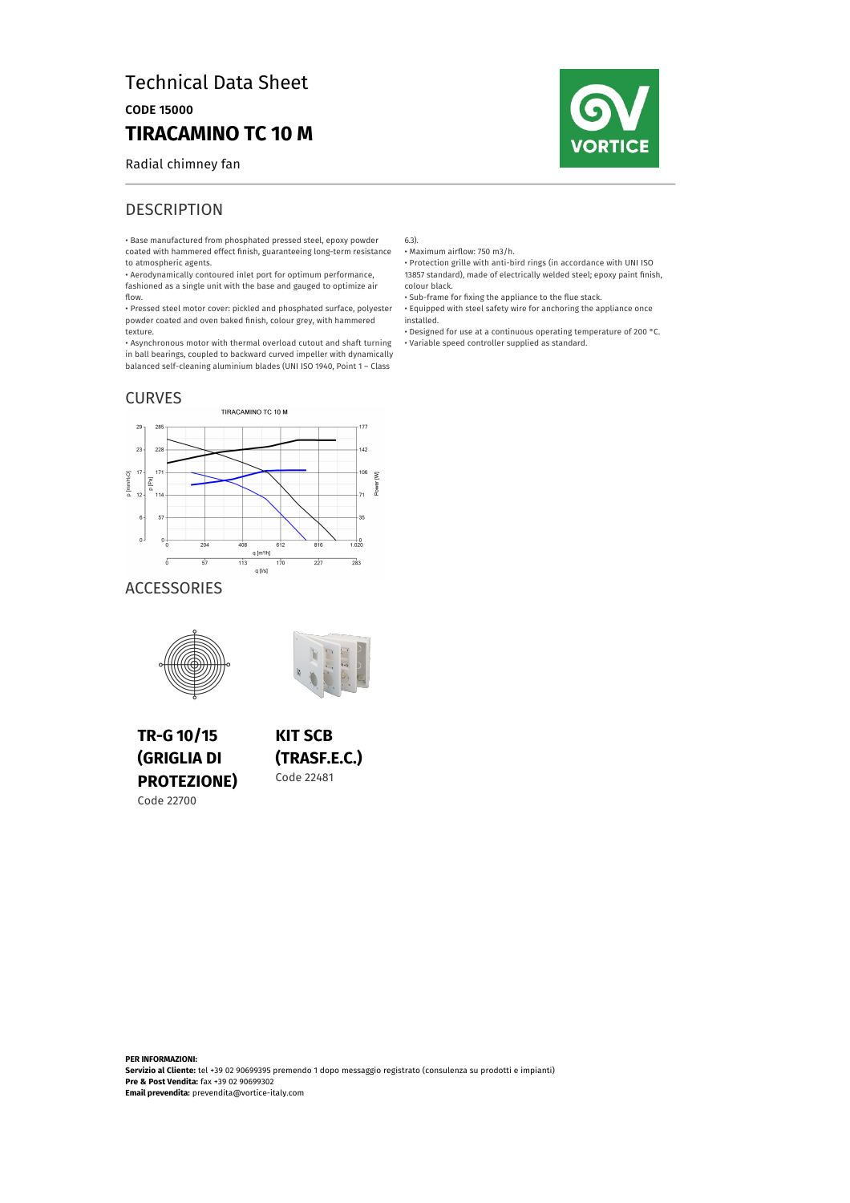# Technical Data Sheet

**CODE 15000**

## TIRACAMINO TC 10 M

Radial chimney fan

VORTICE

## DESCRIPTION

• Base manufactured from phosphated pressed steel, epoxy powder coated with hammered effect finish, guaranteeing long-term resistance to atmospheric agents.
• Aerodynamically contoured inlet port for optimum performance, fashioned as a single unit with the base and gauged to optimize air flow.
• Pressed steel motor cover: pickled and phosphated surface, polyester powder coated and oven baked finish, colour grey, with hammered texture.
• Asynchronous motor with thermal overload cutout and shaft turning in ball bearings, coupled to backward curved impeller with dynamically balanced self-cleaning aluminium blades (UNI ISO 1940, Point 1 – Class 6.3).
• Maximum airflow: 750 m3/h.
• Protection grille with anti-bird rings (in accordance with UNI ISO 13857 standard), made of electrically welded steel; epoxy paint finish, colour black.
• Sub-frame for fixing the appliance to the flue stack.
• Equipped with steel safety wire for anchoring the appliance once installed.
• Designed for use at a continuous operating temperature of 200 °C.
• Variable speed controller supplied as standard.

## CURVES

TIRACAMINO TC 10 M

p [mmH₂O]
29
23
17
12
6
0

p [Pa]
285
228
171
114
57
0

Power [W]
177
142
106
71
35
0

q [m³/h]
0
204
408
612
816
1.020

q [l/s]
0
57
113
170
227
283

## ACCESSORIES

**TR-G 10/15 (GRIGLIA DI PROTEZIONE)**
Code 22700

**KIT SCB (TRASF.E.C.)**
Code 22481

**PER INFORMAZIONI:**
**Servizio al Cliente:** tel +39 02 90699395 premendo 1 dopo messaggio registrato (consulenza su prodotti e impianti)
**Pre & Post Vendita:** fax +39 02 90699302
**Email prevendita:** prevendita@vortice-italy.com